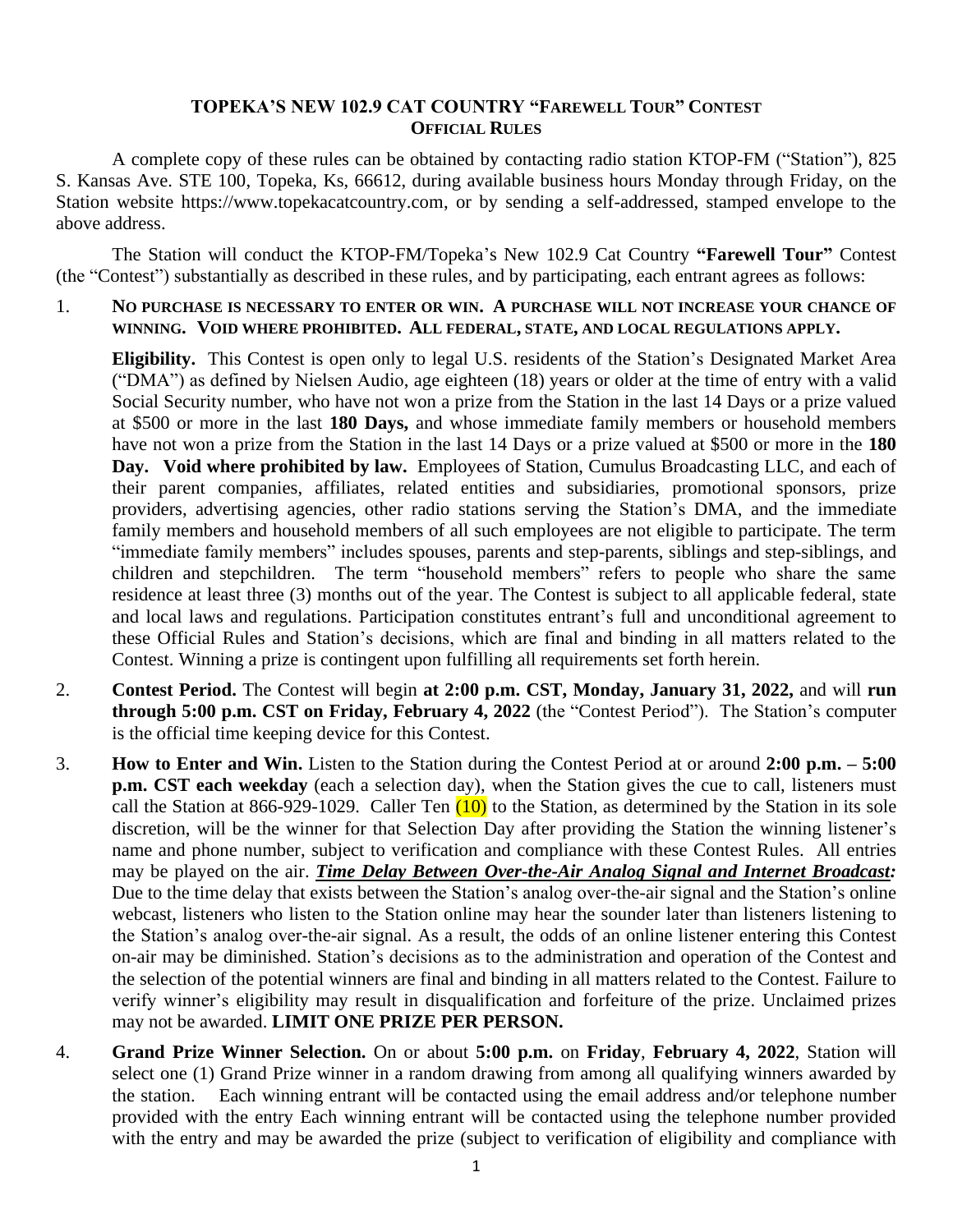# TOPEKA'S NEW 102.9 CAT COUNTRY "FAREWELL TOUR" CONTEST
## OFFICIAL RULES

A complete copy of these rules can be obtained by contacting radio station KTOP-FM ("Station"), 825 S. Kansas Ave. STE 100, Topeka, Ks, 66612, during available business hours Monday through Friday, on the Station website https://www.topekacatcountry.com, or by sending a self-addressed, stamped envelope to the above address.

The Station will conduct the KTOP-FM/Topeka's New 102.9 Cat Country **"Farewell Tour"** Contest (the "Contest") substantially as described in these rules, and by participating, each entrant agrees as follows:

1. **NO PURCHASE IS NECESSARY TO ENTER OR WIN. A PURCHASE WILL NOT INCREASE YOUR CHANCE OF WINNING. VOID WHERE PROHIBITED. ALL FEDERAL, STATE, AND LOCAL REGULATIONS APPLY.**

   **Eligibility.** This Contest is open only to legal U.S. residents of the Station's Designated Market Area ("DMA") as defined by Nielsen Audio, age eighteen (18) years or older at the time of entry with a valid Social Security number, who have not won a prize from the Station in the last 14 Days or a prize valued at $500 or more in the last **180 Days,** and whose immediate family members or household members have not won a prize from the Station in the last 14 Days or a prize valued at $500 or more in the **180 Day. Void where prohibited by law.** Employees of Station, Cumulus Broadcasting LLC, and each of their parent companies, affiliates, related entities and subsidiaries, promotional sponsors, prize providers, advertising agencies, other radio stations serving the Station's DMA, and the immediate family members and household members of all such employees are not eligible to participate. The term "immediate family members" includes spouses, parents and step-parents, siblings and step-siblings, and children and stepchildren. The term "household members" refers to people who share the same residence at least three (3) months out of the year. The Contest is subject to all applicable federal, state and local laws and regulations. Participation constitutes entrant's full and unconditional agreement to these Official Rules and Station's decisions, which are final and binding in all matters related to the Contest. Winning a prize is contingent upon fulfilling all requirements set forth herein.

2. **Contest Period.** The Contest will begin **at 2:00 p.m. CST, Monday, January 31, 2022,** and will **run through 5:00 p.m. CST on Friday, February 4, 2022** (the "Contest Period"). The Station's computer is the official time keeping device for this Contest.

3. **How to Enter and Win.** Listen to the Station during the Contest Period at or around **2:00 p.m. – 5:00 p.m. CST each weekday** (each a selection day), when the Station gives the cue to call, listeners must call the Station at 866-929-1029. Caller Ten (10) to the Station, as determined by the Station in its sole discretion, will be the winner for that Selection Day after providing the Station the winning listener's name and phone number, subject to verification and compliance with these Contest Rules. All entries may be played on the air. ***Time Delay Between Over-the-Air Analog Signal and Internet Broadcast:*** Due to the time delay that exists between the Station's analog over-the-air signal and the Station's online webcast, listeners who listen to the Station online may hear the sounder later than listeners listening to the Station's analog over-the-air signal. As a result, the odds of an online listener entering this Contest on-air may be diminished. Station's decisions as to the administration and operation of the Contest and the selection of the potential winners are final and binding in all matters related to the Contest. Failure to verify winner's eligibility may result in disqualification and forfeiture of the prize. Unclaimed prizes may not be awarded. **LIMIT ONE PRIZE PER PERSON.**

4. **Grand Prize Winner Selection.** On or about **5:00 p.m.** on **Friday**, **February 4, 2022**, Station will select one (1) Grand Prize winner in a random drawing from among all qualifying winners awarded by the station. Each winning entrant will be contacted using the email address and/or telephone number provided with the entry Each winning entrant will be contacted using the telephone number provided with the entry and may be awarded the prize (subject to verification of eligibility and compliance with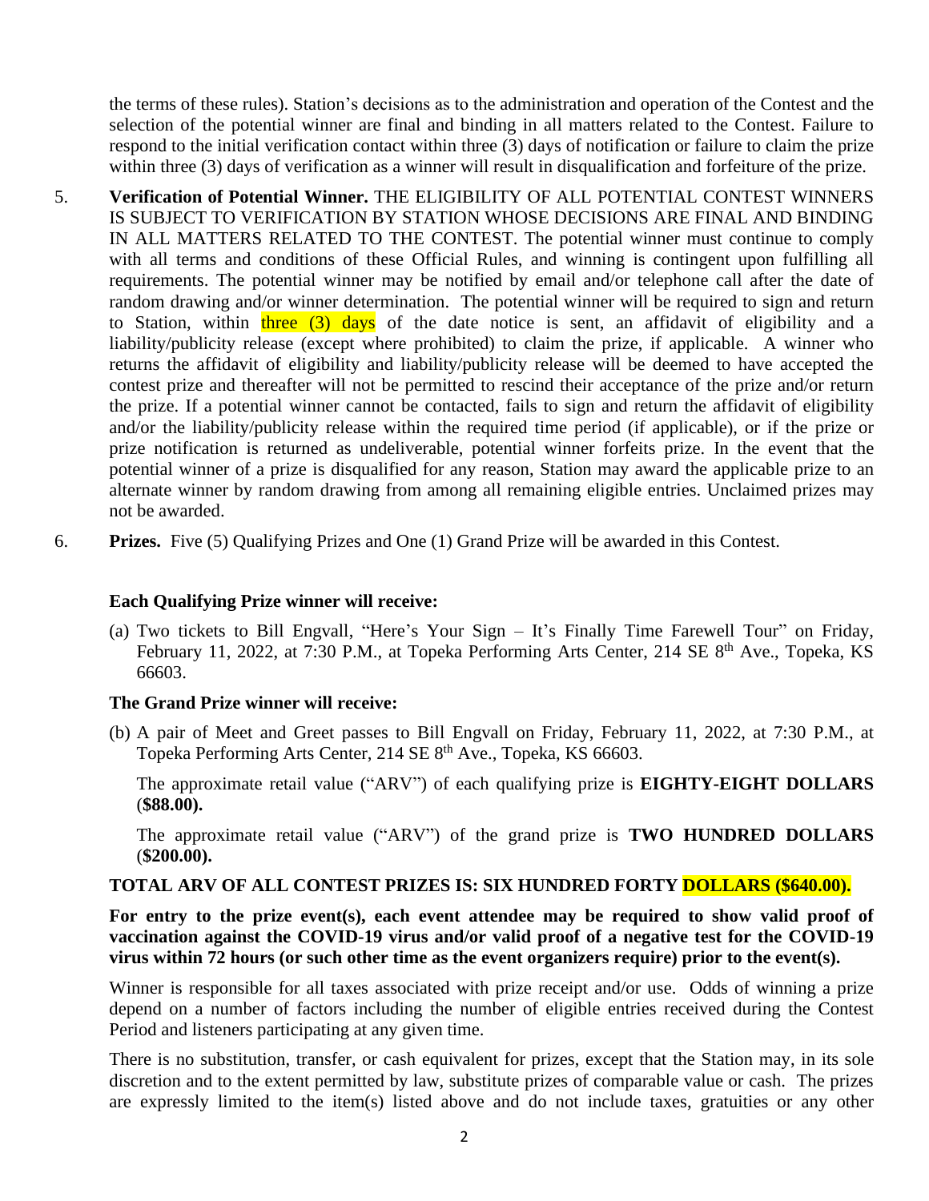the terms of these rules). Station's decisions as to the administration and operation of the Contest and the selection of the potential winner are final and binding in all matters related to the Contest. Failure to respond to the initial verification contact within three (3) days of notification or failure to claim the prize within three (3) days of verification as a winner will result in disqualification and forfeiture of the prize.

5. **Verification of Potential Winner.** THE ELIGIBILITY OF ALL POTENTIAL CONTEST WINNERS IS SUBJECT TO VERIFICATION BY STATION WHOSE DECISIONS ARE FINAL AND BINDING IN ALL MATTERS RELATED TO THE CONTEST. The potential winner must continue to comply with all terms and conditions of these Official Rules, and winning is contingent upon fulfilling all requirements. The potential winner may be notified by email and/or telephone call after the date of random drawing and/or winner determination. The potential winner will be required to sign and return to Station, within three (3) days of the date notice is sent, an affidavit of eligibility and a liability/publicity release (except where prohibited) to claim the prize, if applicable. A winner who returns the affidavit of eligibility and liability/publicity release will be deemed to have accepted the contest prize and thereafter will not be permitted to rescind their acceptance of the prize and/or return the prize. If a potential winner cannot be contacted, fails to sign and return the affidavit of eligibility and/or the liability/publicity release within the required time period (if applicable), or if the prize or prize notification is returned as undeliverable, potential winner forfeits prize. In the event that the potential winner of a prize is disqualified for any reason, Station may award the applicable prize to an alternate winner by random drawing from among all remaining eligible entries. Unclaimed prizes may not be awarded.

6. **Prizes.** Five (5) Qualifying Prizes and One (1) Grand Prize will be awarded in this Contest.

**Each Qualifying Prize winner will receive:**

(a) Two tickets to Bill Engvall, "Here's Your Sign – It's Finally Time Farewell Tour" on Friday, February 11, 2022, at 7:30 P.M., at Topeka Performing Arts Center, 214 SE 8th Ave., Topeka, KS 66603.

**The Grand Prize winner will receive:**

(b) A pair of Meet and Greet passes to Bill Engvall on Friday, February 11, 2022, at 7:30 P.M., at Topeka Performing Arts Center, 214 SE 8th Ave., Topeka, KS 66603.

The approximate retail value ("ARV") of each qualifying prize is **EIGHTY-EIGHT DOLLARS (\$88.00).**

The approximate retail value ("ARV") of the grand prize is **TWO HUNDRED DOLLARS (\$200.00).**

**TOTAL ARV OF ALL CONTEST PRIZES IS: SIX HUNDRED FORTY DOLLARS (\$640.00).**

**For entry to the prize event(s), each event attendee may be required to show valid proof of vaccination against the COVID-19 virus and/or valid proof of a negative test for the COVID-19 virus within 72 hours (or such other time as the event organizers require) prior to the event(s).**

Winner is responsible for all taxes associated with prize receipt and/or use. Odds of winning a prize depend on a number of factors including the number of eligible entries received during the Contest Period and listeners participating at any given time.

There is no substitution, transfer, or cash equivalent for prizes, except that the Station may, in its sole discretion and to the extent permitted by law, substitute prizes of comparable value or cash. The prizes are expressly limited to the item(s) listed above and do not include taxes, gratuities or any other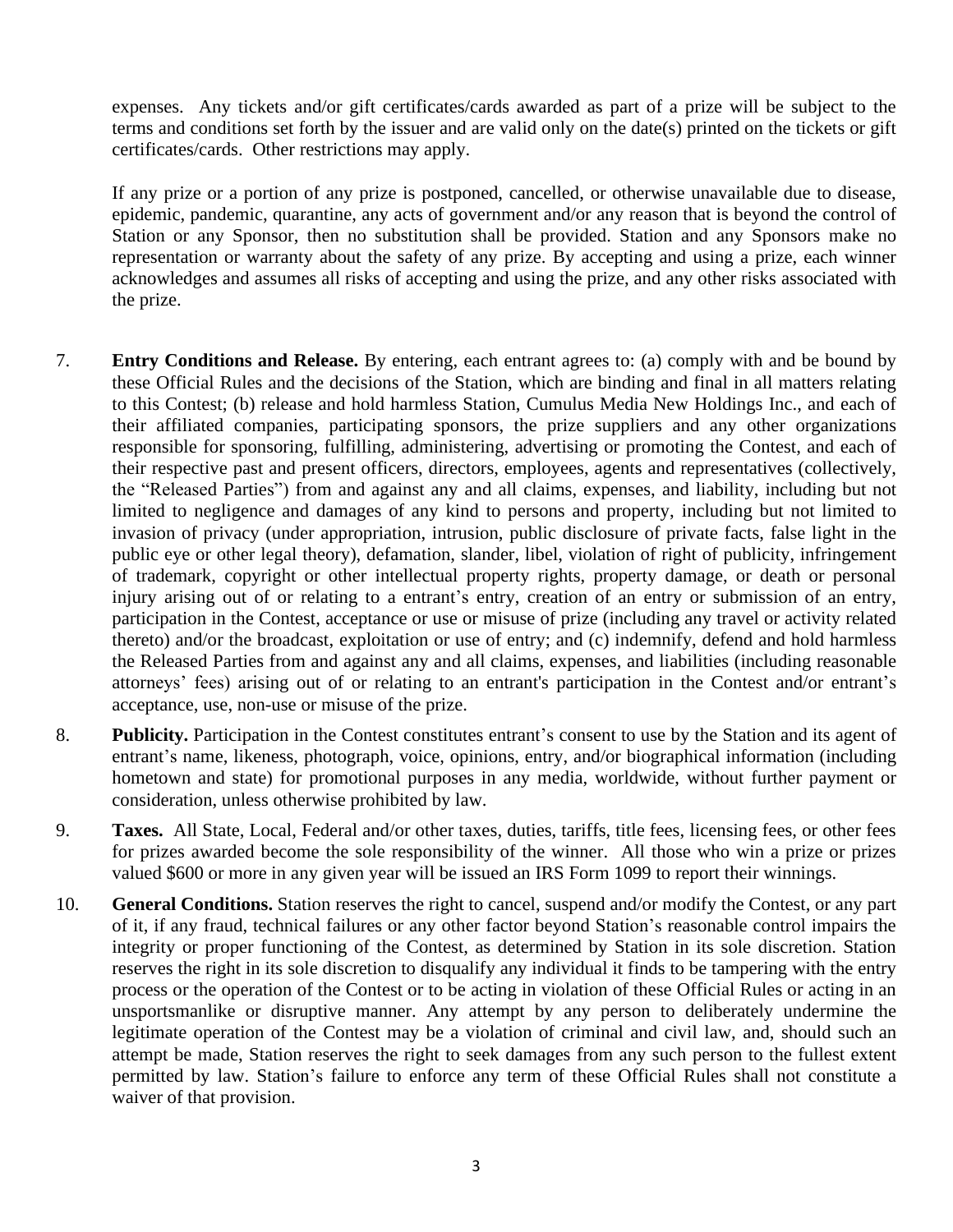expenses. Any tickets and/or gift certificates/cards awarded as part of a prize will be subject to the terms and conditions set forth by the issuer and are valid only on the date(s) printed on the tickets or gift certificates/cards. Other restrictions may apply.

If any prize or a portion of any prize is postponed, cancelled, or otherwise unavailable due to disease, epidemic, pandemic, quarantine, any acts of government and/or any reason that is beyond the control of Station or any Sponsor, then no substitution shall be provided. Station and any Sponsors make no representation or warranty about the safety of any prize. By accepting and using a prize, each winner acknowledges and assumes all risks of accepting and using the prize, and any other risks associated with the prize.

7. **Entry Conditions and Release.** By entering, each entrant agrees to: (a) comply with and be bound by these Official Rules and the decisions of the Station, which are binding and final in all matters relating to this Contest; (b) release and hold harmless Station, Cumulus Media New Holdings Inc., and each of their affiliated companies, participating sponsors, the prize suppliers and any other organizations responsible for sponsoring, fulfilling, administering, advertising or promoting the Contest, and each of their respective past and present officers, directors, employees, agents and representatives (collectively, the "Released Parties") from and against any and all claims, expenses, and liability, including but not limited to negligence and damages of any kind to persons and property, including but not limited to invasion of privacy (under appropriation, intrusion, public disclosure of private facts, false light in the public eye or other legal theory), defamation, slander, libel, violation of right of publicity, infringement of trademark, copyright or other intellectual property rights, property damage, or death or personal injury arising out of or relating to a entrant's entry, creation of an entry or submission of an entry, participation in the Contest, acceptance or use or misuse of prize (including any travel or activity related thereto) and/or the broadcast, exploitation or use of entry; and (c) indemnify, defend and hold harmless the Released Parties from and against any and all claims, expenses, and liabilities (including reasonable attorneys' fees) arising out of or relating to an entrant's participation in the Contest and/or entrant's acceptance, use, non-use or misuse of the prize.

8. **Publicity.** Participation in the Contest constitutes entrant's consent to use by the Station and its agent of entrant's name, likeness, photograph, voice, opinions, entry, and/or biographical information (including hometown and state) for promotional purposes in any media, worldwide, without further payment or consideration, unless otherwise prohibited by law.

9. **Taxes.** All State, Local, Federal and/or other taxes, duties, tariffs, title fees, licensing fees, or other fees for prizes awarded become the sole responsibility of the winner. All those who win a prize or prizes valued $600 or more in any given year will be issued an IRS Form 1099 to report their winnings.

10. **General Conditions.** Station reserves the right to cancel, suspend and/or modify the Contest, or any part of it, if any fraud, technical failures or any other factor beyond Station's reasonable control impairs the integrity or proper functioning of the Contest, as determined by Station in its sole discretion. Station reserves the right in its sole discretion to disqualify any individual it finds to be tampering with the entry process or the operation of the Contest or to be acting in violation of these Official Rules or acting in an unsportsmanlike or disruptive manner. Any attempt by any person to deliberately undermine the legitimate operation of the Contest may be a violation of criminal and civil law, and, should such an attempt be made, Station reserves the right to seek damages from any such person to the fullest extent permitted by law. Station's failure to enforce any term of these Official Rules shall not constitute a waiver of that provision.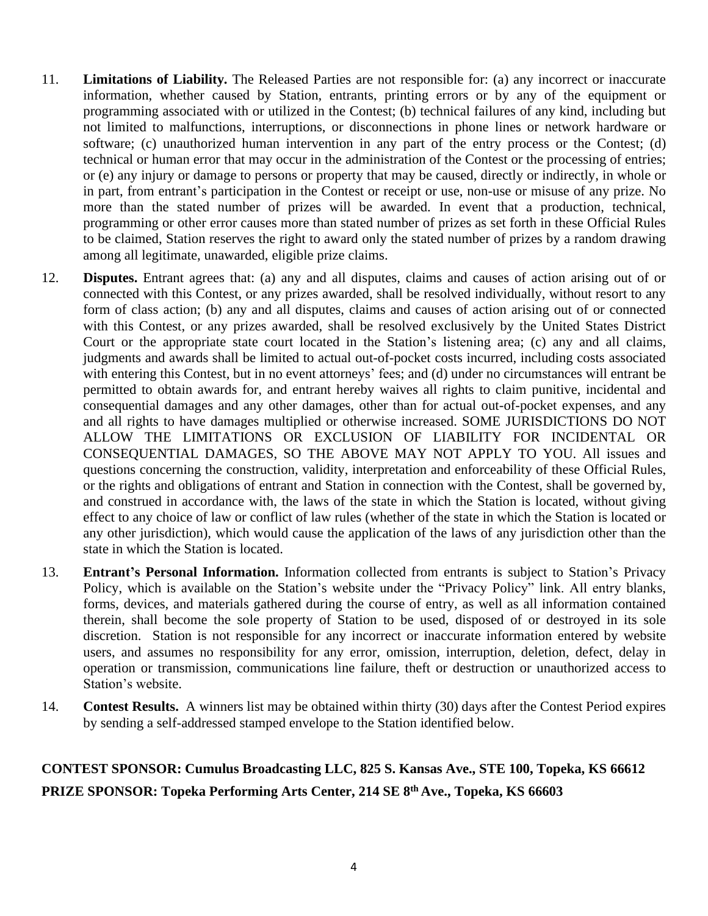11. **Limitations of Liability.** The Released Parties are not responsible for: (a) any incorrect or inaccurate information, whether caused by Station, entrants, printing errors or by any of the equipment or programming associated with or utilized in the Contest; (b) technical failures of any kind, including but not limited to malfunctions, interruptions, or disconnections in phone lines or network hardware or software; (c) unauthorized human intervention in any part of the entry process or the Contest; (d) technical or human error that may occur in the administration of the Contest or the processing of entries; or (e) any injury or damage to persons or property that may be caused, directly or indirectly, in whole or in part, from entrant's participation in the Contest or receipt or use, non-use or misuse of any prize. No more than the stated number of prizes will be awarded. In event that a production, technical, programming or other error causes more than stated number of prizes as set forth in these Official Rules to be claimed, Station reserves the right to award only the stated number of prizes by a random drawing among all legitimate, unawarded, eligible prize claims.

12. **Disputes.** Entrant agrees that: (a) any and all disputes, claims and causes of action arising out of or connected with this Contest, or any prizes awarded, shall be resolved individually, without resort to any form of class action; (b) any and all disputes, claims and causes of action arising out of or connected with this Contest, or any prizes awarded, shall be resolved exclusively by the United States District Court or the appropriate state court located in the Station's listening area; (c) any and all claims, judgments and awards shall be limited to actual out-of-pocket costs incurred, including costs associated with entering this Contest, but in no event attorneys' fees; and (d) under no circumstances will entrant be permitted to obtain awards for, and entrant hereby waives all rights to claim punitive, incidental and consequential damages and any other damages, other than for actual out-of-pocket expenses, and any and all rights to have damages multiplied or otherwise increased. SOME JURISDICTIONS DO NOT ALLOW THE LIMITATIONS OR EXCLUSION OF LIABILITY FOR INCIDENTAL OR CONSEQUENTIAL DAMAGES, SO THE ABOVE MAY NOT APPLY TO YOU. All issues and questions concerning the construction, validity, interpretation and enforceability of these Official Rules, or the rights and obligations of entrant and Station in connection with the Contest, shall be governed by, and construed in accordance with, the laws of the state in which the Station is located, without giving effect to any choice of law or conflict of law rules (whether of the state in which the Station is located or any other jurisdiction), which would cause the application of the laws of any jurisdiction other than the state in which the Station is located.

13. **Entrant's Personal Information.** Information collected from entrants is subject to Station's Privacy Policy, which is available on the Station's website under the "Privacy Policy" link. All entry blanks, forms, devices, and materials gathered during the course of entry, as well as all information contained therein, shall become the sole property of Station to be used, disposed of or destroyed in its sole discretion. Station is not responsible for any incorrect or inaccurate information entered by website users, and assumes no responsibility for any error, omission, interruption, deletion, defect, delay in operation or transmission, communications line failure, theft or destruction or unauthorized access to Station's website.

14. **Contest Results.** A winners list may be obtained within thirty (30) days after the Contest Period expires by sending a self-addressed stamped envelope to the Station identified below.

**CONTEST SPONSOR: Cumulus Broadcasting LLC, 825 S. Kansas Ave., STE 100, Topeka, KS 66612**

**PRIZE SPONSOR: Topeka Performing Arts Center, 214 SE 8th Ave., Topeka, KS 66603**